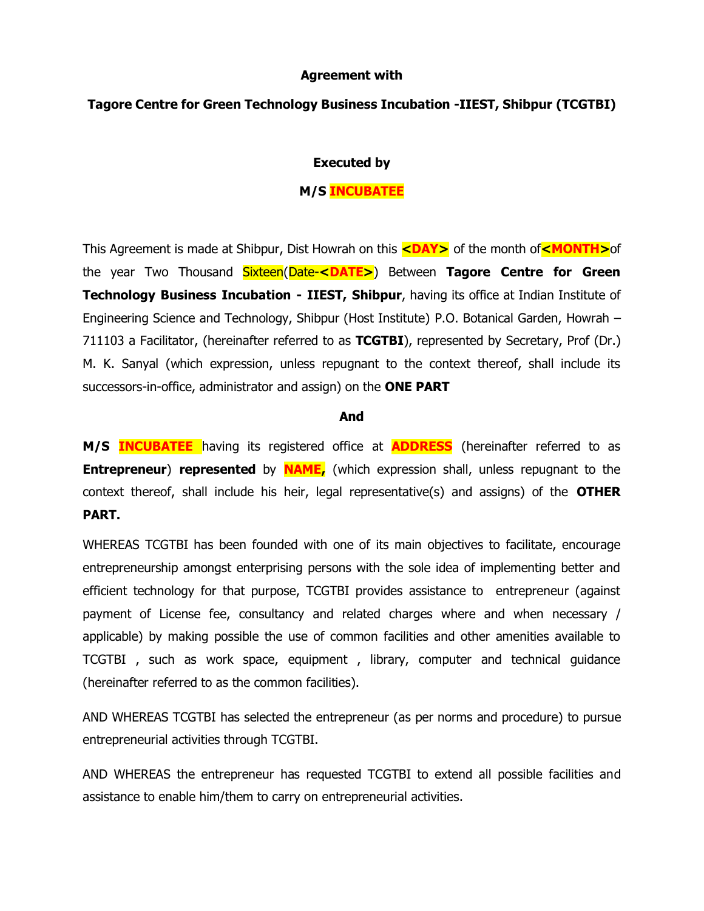**Agreement with**

**Tagore Centre for Green Technology Business Incubation -IIEST, Shipbur (TCGTBI)**

**Executed by**

**M/S INCUBATEE**

This Agreement is made at Shipbur, Dist Howrah on this **<DAY>** of the month of**<MONTH>**of the year Two Thousand Sixteen(Date-**<DATE>**) Between **Tagore Centre for Green Technology Business Incubation - IIEST, Shipbur**, having its office at Indian Institute of Engineering Science and Technology, Shipbur (Host Institute) P.O. Botanical Garden, Howrah – 711103 a Facilitator, (hereinafter referred to as **TCGTBI**), represented by Secretary, Prof (Dr.) M. K. Sanyal (which expression, unless repugnant to the context thereof, shall include its successors-in-office, administrator and assign) on the **ONE PART**

**And**

**M/S INCUBATEE** having its registered office at **ADDRESS** (hereinafter referred to as **Entrepreneur**) **represented** by **NAME,** (which expression shall, unless repugnant to the context thereof, shall include his heir, legal representative(s) and assigns) of the **OTHER PART.**

WHEREAS TCGTBI has been founded with one of its main objectives to facilitate, encourage entrepreneurship amongst enterprising persons with the sole idea of implementing better and efficient technology for that purpose, TCGTBI provides assistance to entrepreneur (against payment of License fee, consultancy and related charges where and when necessary / applicable) by making possible the use of common facilities and other amenities available to TCGTBI , such as work space, equipment , library, computer and technical guidance (hereinafter referred to as the common facilities).

AND WHEREAS TCGTBI has selected the entrepreneur (as per norms and procedure) to pursue entrepreneurial activities through TCGTBI.

AND WHEREAS the entrepreneur has requested TCGTBI to extend all possible facilities and assistance to enable him/them to carry on entrepreneurial activities.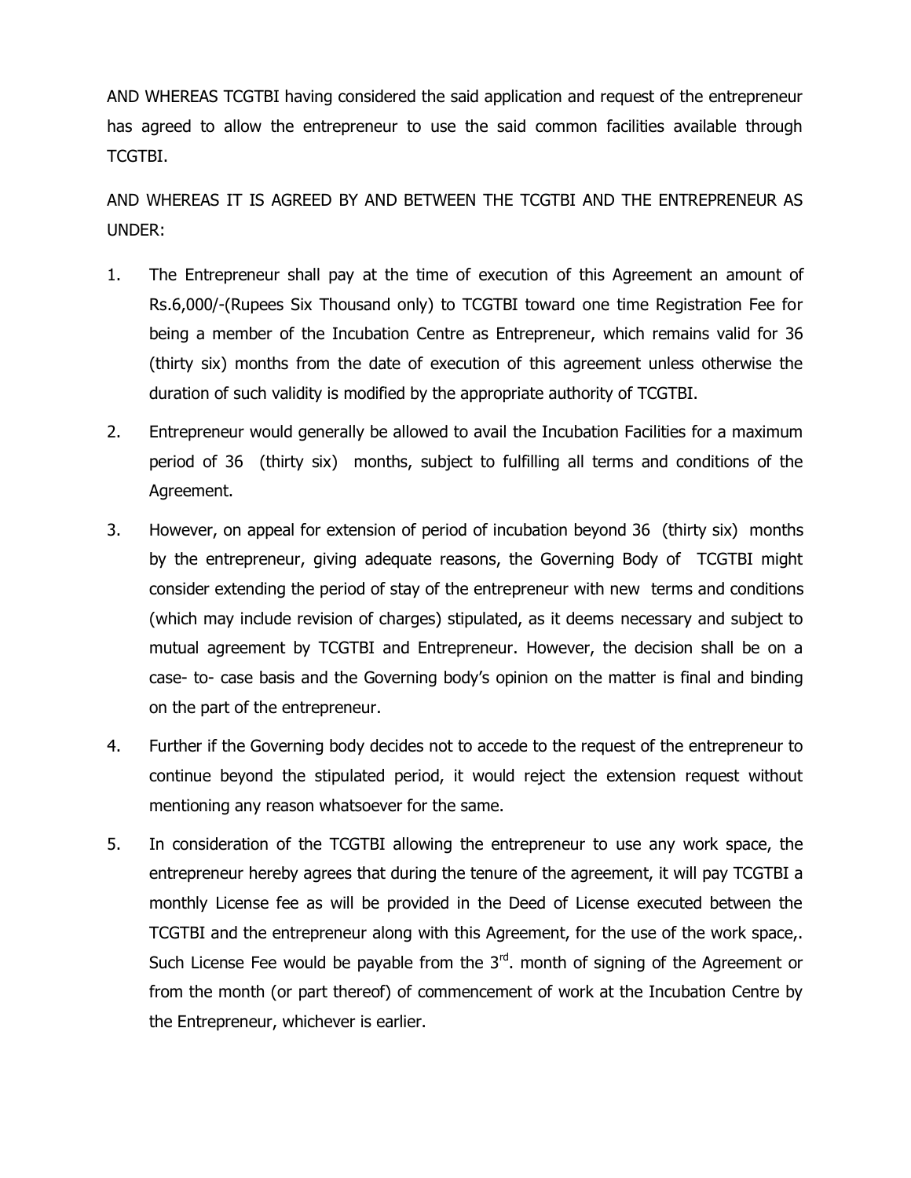AND WHEREAS TCGTBI having considered the said application and request of the entrepreneur has agreed to allow the entrepreneur to use the said common facilities available through TCGTBI.

AND WHEREAS IT IS AGREED BY AND BETWEEN THE TCGTBI AND THE ENTREPRENEUR AS UNDER:

1. The Entrepreneur shall pay at the time of execution of this Agreement an amount of Rs.6,000/-(Rupees Six Thousand only) to TCGTBI toward one time Registration Fee for being a member of the Incubation Centre as Entrepreneur, which remains valid for 36 (thirty six) months from the date of execution of this agreement unless otherwise the duration of such validity is modified by the appropriate authority of TCGTBI.

2. Entrepreneur would generally be allowed to avail the Incubation Facilities for a maximum period of 36 (thirty six) months, subject to fulfilling all terms and conditions of the Agreement.

3. However, on appeal for extension of period of incubation beyond 36 (thirty six) months by the entrepreneur, giving adequate reasons, the Governing Body of TCGTBI might consider extending the period of stay of the entrepreneur with new terms and conditions (which may include revision of charges) stipulated, as it deems necessary and subject to mutual agreement by TCGTBI and Entrepreneur. However, the decision shall be on a case- to- case basis and the Governing body's opinion on the matter is final and binding on the part of the entrepreneur.

4. Further if the Governing body decides not to accede to the request of the entrepreneur to continue beyond the stipulated period, it would reject the extension request without mentioning any reason whatsoever for the same.

5. In consideration of the TCGTBI allowing the entrepreneur to use any work space, the entrepreneur hereby agrees that during the tenure of the agreement, it will pay TCGTBI a monthly License fee as will be provided in the Deed of License executed between the TCGTBI and the entrepreneur along with this Agreement, for the use of the work space,. Such License Fee would be payable from the 3rd. month of signing of the Agreement or from the month (or part thereof) of commencement of work at the Incubation Centre by the Entrepreneur, whichever is earlier.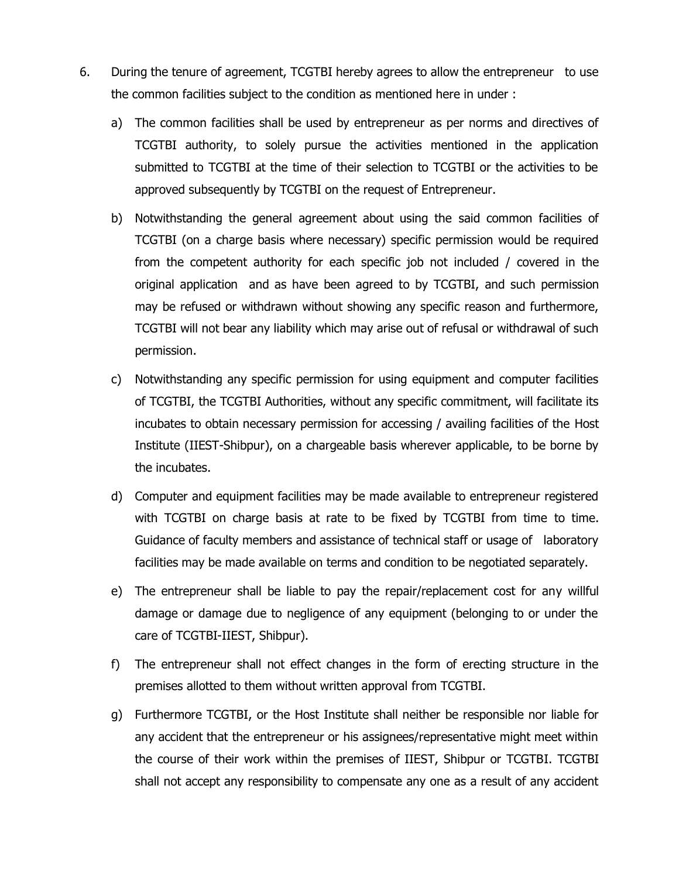6. During the tenure of agreement, TCGTBI hereby agrees to allow the entrepreneur to use the common facilities subject to the condition as mentioned here in under :

   a) The common facilities shall be used by entrepreneur as per norms and directives of TCGTBI authority, to solely pursue the activities mentioned in the application submitted to TCGTBI at the time of their selection to TCGTBI or the activities to be approved subsequently by TCGTBI on the request of Entrepreneur.

   b) Notwithstanding the general agreement about using the said common facilities of TCGTBI (on a charge basis where necessary) specific permission would be required from the competent authority for each specific job not included / covered in the original application and as have been agreed to by TCGTBI, and such permission may be refused or withdrawn without showing any specific reason and furthermore, TCGTBI will not bear any liability which may arise out of refusal or withdrawal of such permission.

   c) Notwithstanding any specific permission for using equipment and computer facilities of TCGTBI, the TCGTBI Authorities, without any specific commitment, will facilitate its incubates to obtain necessary permission for accessing / availing facilities of the Host Institute (IIEST-Shibpur), on a chargeable basis wherever applicable, to be borne by the incubates.

   d) Computer and equipment facilities may be made available to entrepreneur registered with TCGTBI on charge basis at rate to be fixed by TCGTBI from time to time. Guidance of faculty members and assistance of technical staff or usage of laboratory facilities may be made available on terms and condition to be negotiated separately.

   e) The entrepreneur shall be liable to pay the repair/replacement cost for any willful damage or damage due to negligence of any equipment (belonging to or under the care of TCGTBI-IIEST, Shibpur).

   f) The entrepreneur shall not effect changes in the form of erecting structure in the premises allotted to them without written approval from TCGTBI.

   g) Furthermore TCGTBI, or the Host Institute shall neither be responsible nor liable for any accident that the entrepreneur or his assignees/representative might meet within the course of their work within the premises of IIEST, Shibpur or TCGTBI. TCGTBI shall not accept any responsibility to compensate any one as a result of any accident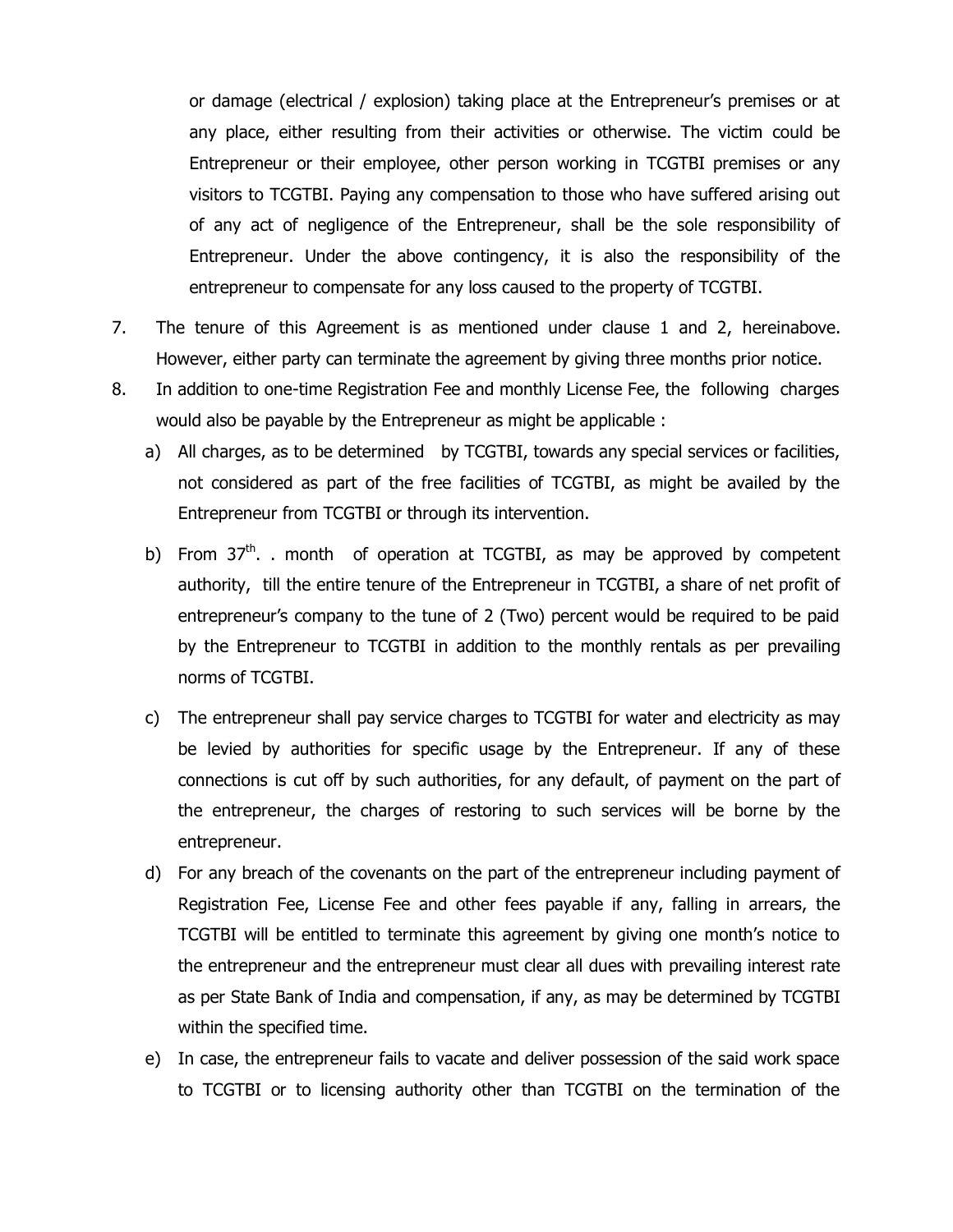or damage (electrical / explosion) taking place at the Entrepreneur's premises or at any place, either resulting from their activities or otherwise. The victim could be Entrepreneur or their employee, other person working in TCGTBI premises or any visitors to TCGTBI. Paying any compensation to those who have suffered arising out of any act of negligence of the Entrepreneur, shall be the sole responsibility of Entrepreneur. Under the above contingency, it is also the responsibility of the entrepreneur to compensate for any loss caused to the property of TCGTBI.

7. The tenure of this Agreement is as mentioned under clause 1 and 2, hereinabove. However, either party can terminate the agreement by giving three months prior notice.

8. In addition to one-time Registration Fee and monthly License Fee, the following charges would also be payable by the Entrepreneur as might be applicable :

   a) All charges, as to be determined by TCGTBI, towards any special services or facilities, not considered as part of the free facilities of TCGTBI, as might be availed by the Entrepreneur from TCGTBI or through its intervention.

   b) From 37th. . month of operation at TCGTBI, as may be approved by competent authority, till the entire tenure of the Entrepreneur in TCGTBI, a share of net profit of entrepreneur's company to the tune of 2 (Two) percent would be required to be paid by the Entrepreneur to TCGTBI in addition to the monthly rentals as per prevailing norms of TCGTBI.

   c) The entrepreneur shall pay service charges to TCGTBI for water and electricity as may be levied by authorities for specific usage by the Entrepreneur. If any of these connections is cut off by such authorities, for any default, of payment on the part of the entrepreneur, the charges of restoring to such services will be borne by the entrepreneur.

   d) For any breach of the covenants on the part of the entrepreneur including payment of Registration Fee, License Fee and other fees payable if any, falling in arrears, the TCGTBI will be entitled to terminate this agreement by giving one month's notice to the entrepreneur and the entrepreneur must clear all dues with prevailing interest rate as per State Bank of India and compensation, if any, as may be determined by TCGTBI within the specified time.

   e) In case, the entrepreneur fails to vacate and deliver possession of the said work space to TCGTBI or to licensing authority other than TCGTBI on the termination of the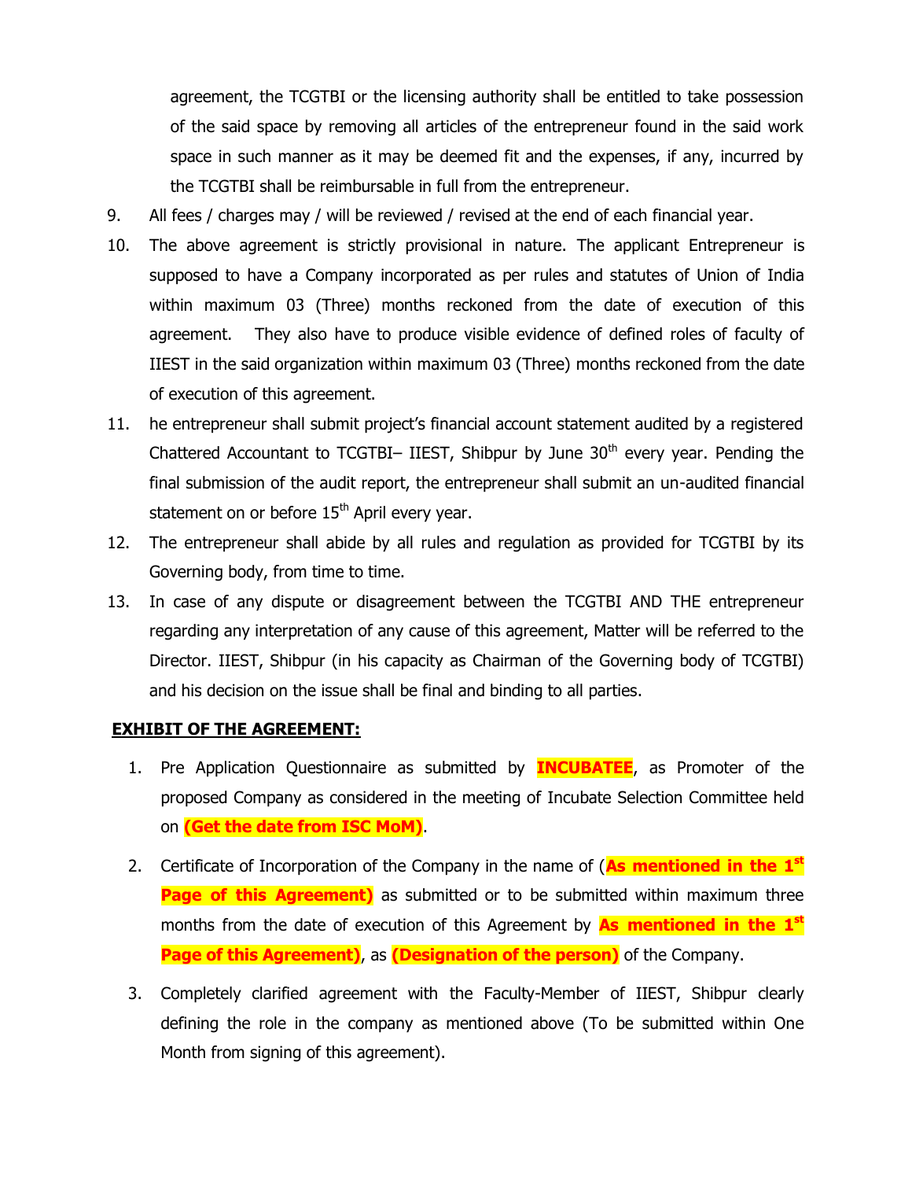agreement, the TCGTBI or the licensing authority shall be entitled to take possession of the said space by removing all articles of the entrepreneur found in the said work space in such manner as it may be deemed fit and the expenses, if any, incurred by the TCGTBI shall be reimbursable in full from the entrepreneur.

9. All fees / charges may / will be reviewed / revised at the end of each financial year.
10. The above agreement is strictly provisional in nature. The applicant Entrepreneur is supposed to have a Company incorporated as per rules and statutes of Union of India within maximum 03 (Three) months reckoned from the date of execution of this agreement. They also have to produce visible evidence of defined roles of faculty of IIEST in the said organization within maximum 03 (Three) months reckoned from the date of execution of this agreement.
11. he entrepreneur shall submit project's financial account statement audited by a registered Chattered Accountant to TCGTBI– IIEST, Shibpur by June 30th every year. Pending the final submission of the audit report, the entrepreneur shall submit an un-audited financial statement on or before 15th April every year.
12. The entrepreneur shall abide by all rules and regulation as provided for TCGTBI by its Governing body, from time to time.
13. In case of any dispute or disagreement between the TCGTBI AND THE entrepreneur regarding any interpretation of any cause of this agreement, Matter will be referred to the Director. IIEST, Shibpur (in his capacity as Chairman of the Governing body of TCGTBI) and his decision on the issue shall be final and binding to all parties.

**EXHIBIT OF THE AGREEMENT:**

1. Pre Application Questionnaire as submitted by **INCUBATEE**, as Promoter of the proposed Company as considered in the meeting of Incubate Selection Committee held on **(Get the date from ISC MoM)**.
2. Certificate of Incorporation of the Company in the name of (**As mentioned in the 1st Page of this Agreement)** as submitted or to be submitted within maximum three months from the date of execution of this Agreement by **As mentioned in the 1st Page of this Agreement)**, as **(Designation of the person)** of the Company.
3. Completely clarified agreement with the Faculty-Member of IIEST, Shibpur clearly defining the role in the company as mentioned above (To be submitted within One Month from signing of this agreement).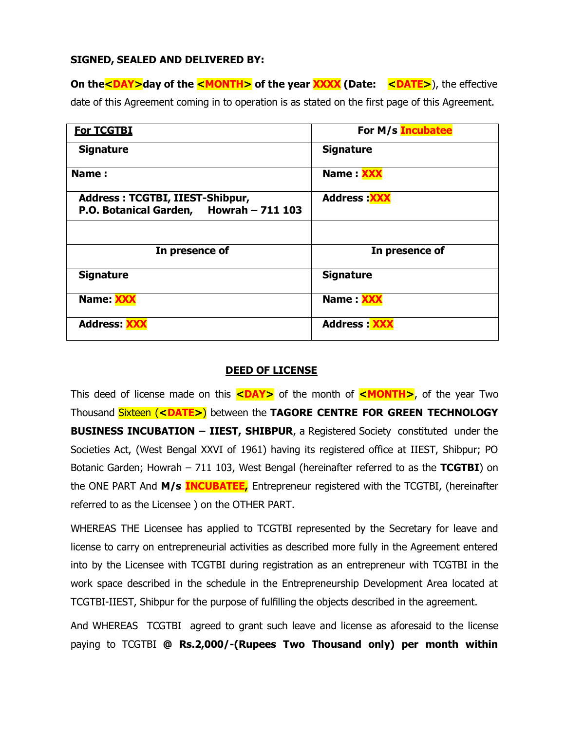**SIGNED, SEALED AND DELIVERED BY:**

**On the<DAY>day of the <MONTH> of the year XXXX (Date: <DATE>)**, the effective date of this Agreement coming in to operation is as stated on the first page of this Agreement.

| **For TCGTBI** | **For M/s Incubatee** |
|---|---|
| **Signature** | **Signature** |
| **Name :** | **Name : XXX** |
| **Address : TCGTBI, IIEST-Shibpur, P.O. Botanical Garden, Howrah – 711 103** | **Address :XXX** |
| | |
| **In presence of** | **In presence of** |
| **Signature** | **Signature** |
| **Name: XXX** | **Name : XXX** |
| **Address: XXX** | **Address : XXX** |

## DEED OF LICENSE

This deed of license made on this **<DAY>** of the month of **<MONTH>**, of the year Two Thousand Sixteen (**<DATE>**) between the **TAGORE CENTRE FOR GREEN TECHNOLOGY BUSINESS INCUBATION – IIEST, SHIBPUR**, a Registered Society constituted under the Societies Act, (West Bengal XXVI of 1961) having its registered office at IIEST, Shibpur; PO Botanic Garden; Howrah – 711 103, West Bengal (hereinafter referred to as the **TCGTBI**) on the ONE PART And **M/s INCUBATEE,** Entrepreneur registered with the TCGTBI, (hereinafter referred to as the Licensee ) on the OTHER PART.

WHEREAS THE Licensee has applied to TCGTBI represented by the Secretary for leave and license to carry on entrepreneurial activities as described more fully in the Agreement entered into by the Licensee with TCGTBI during registration as an entrepreneur with TCGTBI in the work space described in the schedule in the Entrepreneurship Development Area located at TCGTBI-IIEST, Shibpur for the purpose of fulfilling the objects described in the agreement.

And WHEREAS TCGTBI agreed to grant such leave and license as aforesaid to the license paying to TCGTBI **@ Rs.2,000/-(Rupees Two Thousand only) per month within**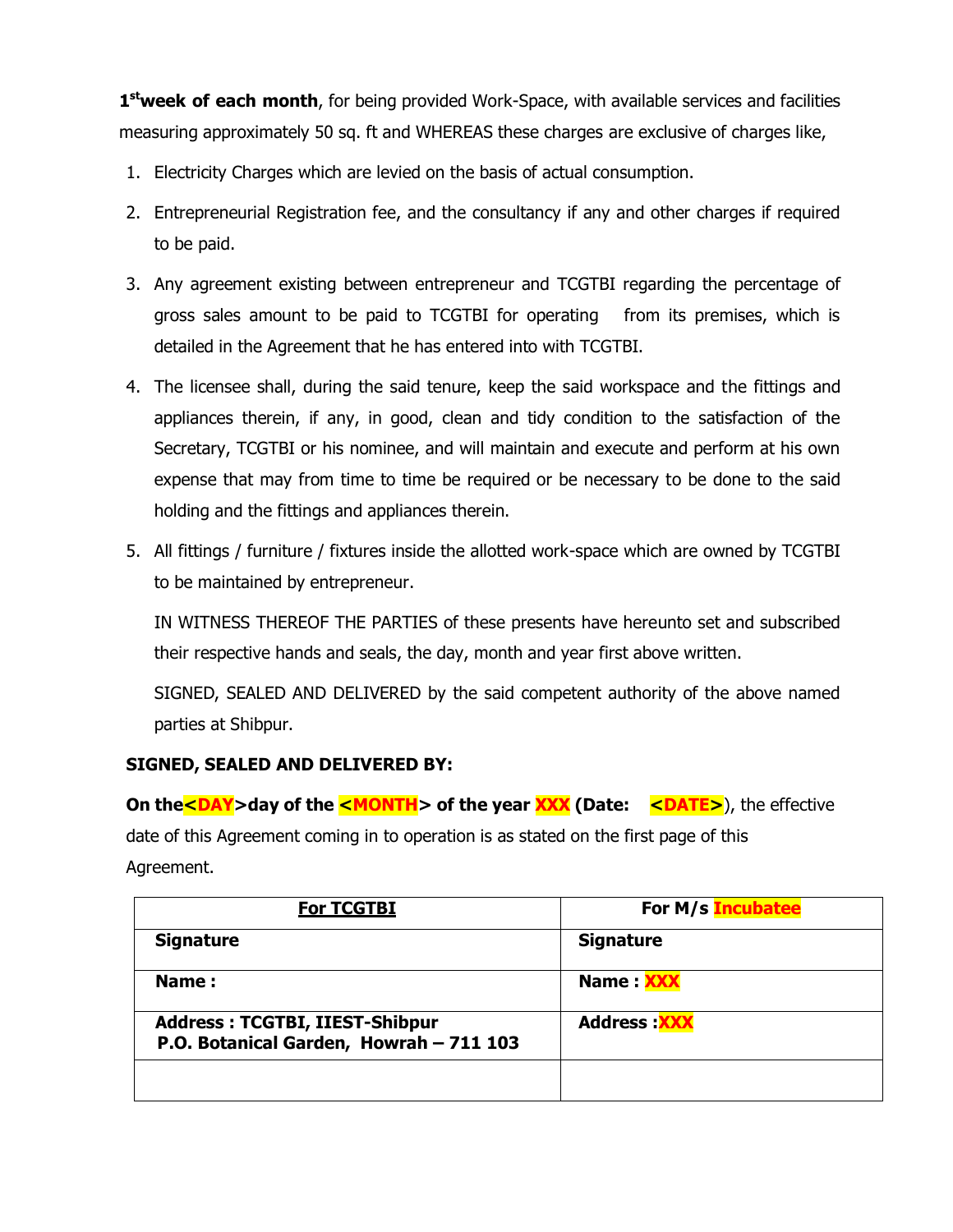**1st week of each month**, for being provided Work-Space, with available services and facilities measuring approximately 50 sq. ft and WHEREAS these charges are exclusive of charges like,

1. Electricity Charges which are levied on the basis of actual consumption.
2. Entrepreneurial Registration fee, and the consultancy if any and other charges if required to be paid.
3. Any agreement existing between entrepreneur and TCGTBI regarding the percentage of gross sales amount to be paid to TCGTBI for operating from its premises, which is detailed in the Agreement that he has entered into with TCGTBI.
4. The licensee shall, during the said tenure, keep the said workspace and the fittings and appliances therein, if any, in good, clean and tidy condition to the satisfaction of the Secretary, TCGTBI or his nominee, and will maintain and execute and perform at his own expense that may from time to time be required or be necessary to be done to the said holding and the fittings and appliances therein.
5. All fittings / furniture / fixtures inside the allotted work-space which are owned by TCGTBI to be maintained by entrepreneur.

IN WITNESS THEREOF THE PARTIES of these presents have hereunto set and subscribed their respective hands and seals, the day, month and year first above written.

SIGNED, SEALED AND DELIVERED by the said competent authority of the above named parties at Shibpur.

**SIGNED, SEALED AND DELIVERED BY:**

**On the<DAY>day of the <MONTH> of the year XXX (Date: <DATE>)**, the effective date of this Agreement coming in to operation is as stated on the first page of this Agreement.

| For TCGTBI | For M/s Incubatee |
|---|---|
| **Signature** | **Signature** |
| **Name :** | **Name : XXX** |
| **Address : TCGTBI, IIEST-Shibpur P.O. Botanical Garden, Howrah – 711 103** | **Address :XXX** |
| | |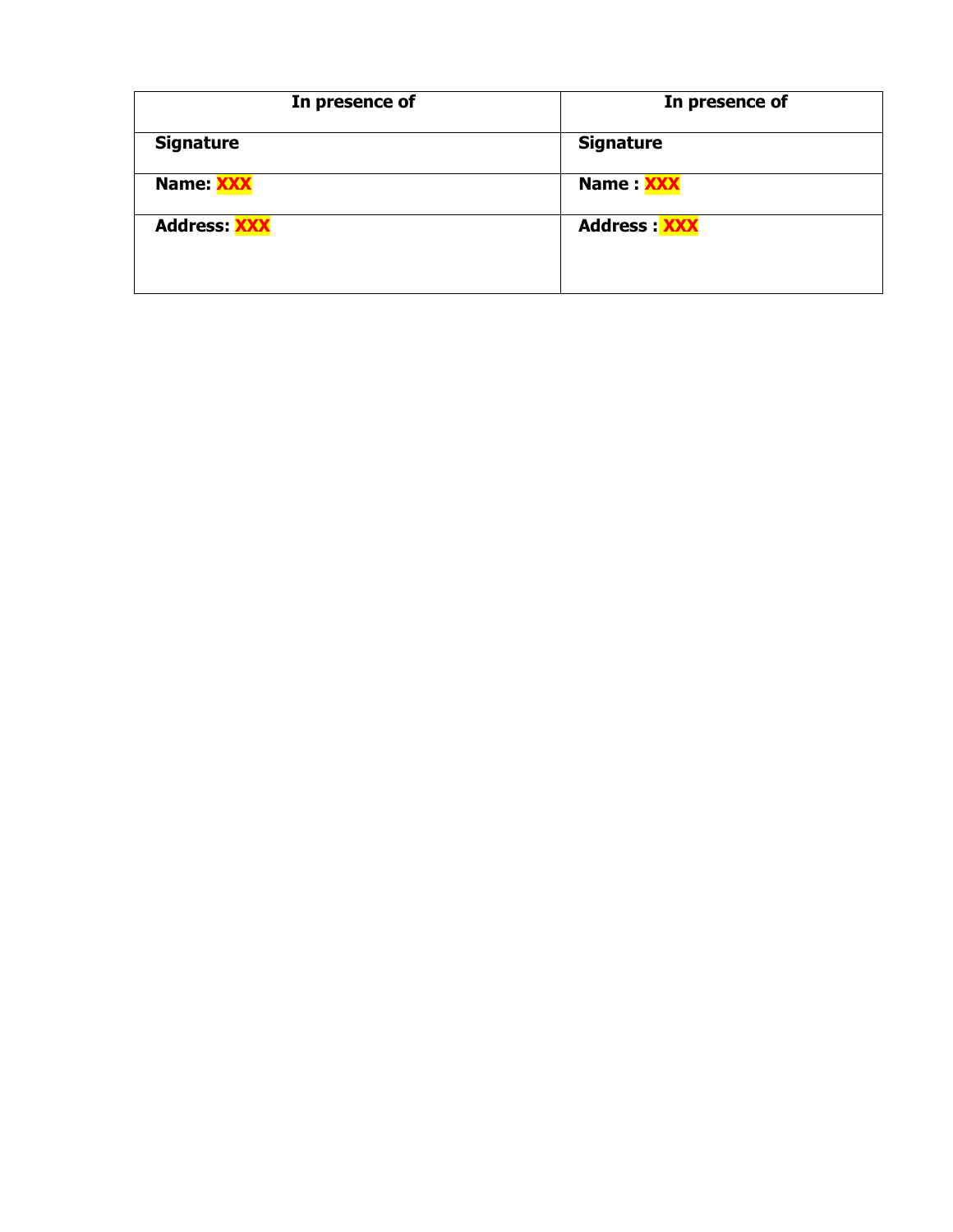| **In presence of** | **In presence of** |
|---|---|
| **Signature** | **Signature** |
| **Name: XXX** | **Name : XXX** |
| **Address: XXX** | **Address : XXX** |